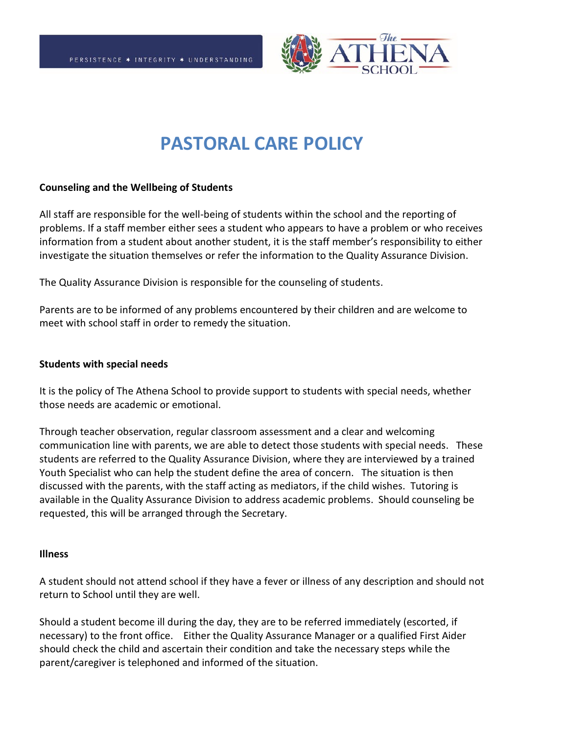# PASTORAL CARE POLICY

**Counseling and the Wellbeing of Students**

All staff are responsible for the well-being of students within the school and the reporting of problems. If a staff member either sees a student who appears to have a problem or who receives information from a student about another student, it is the staff member's responsibility to either investigate the situation themselves or refer the information to the Quality Assurance Division.

The Quality Assurance Division is responsible for the counseling of students.

Parents are to be informed of any problems encountered by their children and are welcome to meet with school staff in order to remedy the situation.

**Students with special needs**

It is the policy of The Athena School to provide support to students with special needs, whether those needs are academic or emotional.

Through teacher observation, regular classroom assessment and a clear and welcoming communication line with parents, we are able to detect those students with special needs. These students are referred to the Quality Assurance Division, where they are interviewed by a trained Youth Specialist who can help the student define the area of concern. The situation is then discussed with the parents, with the staff acting as mediators, if the child wishes. Tutoring is available in the Quality Assurance Division to address academic problems. Should counseling be requested, this will be arranged through the Secretary.

**Illness**

A student should not attend school if they have a fever or illness of any description and should not return to School until they are well.

Should a student become ill during the day, they are to be referred immediately (escorted, if necessary) to the front office. Either the Quality Assurance Manager or a qualified First Aider should check the child and ascertain their condition and take the necessary steps while the parent/caregiver is telephoned and informed of the situation.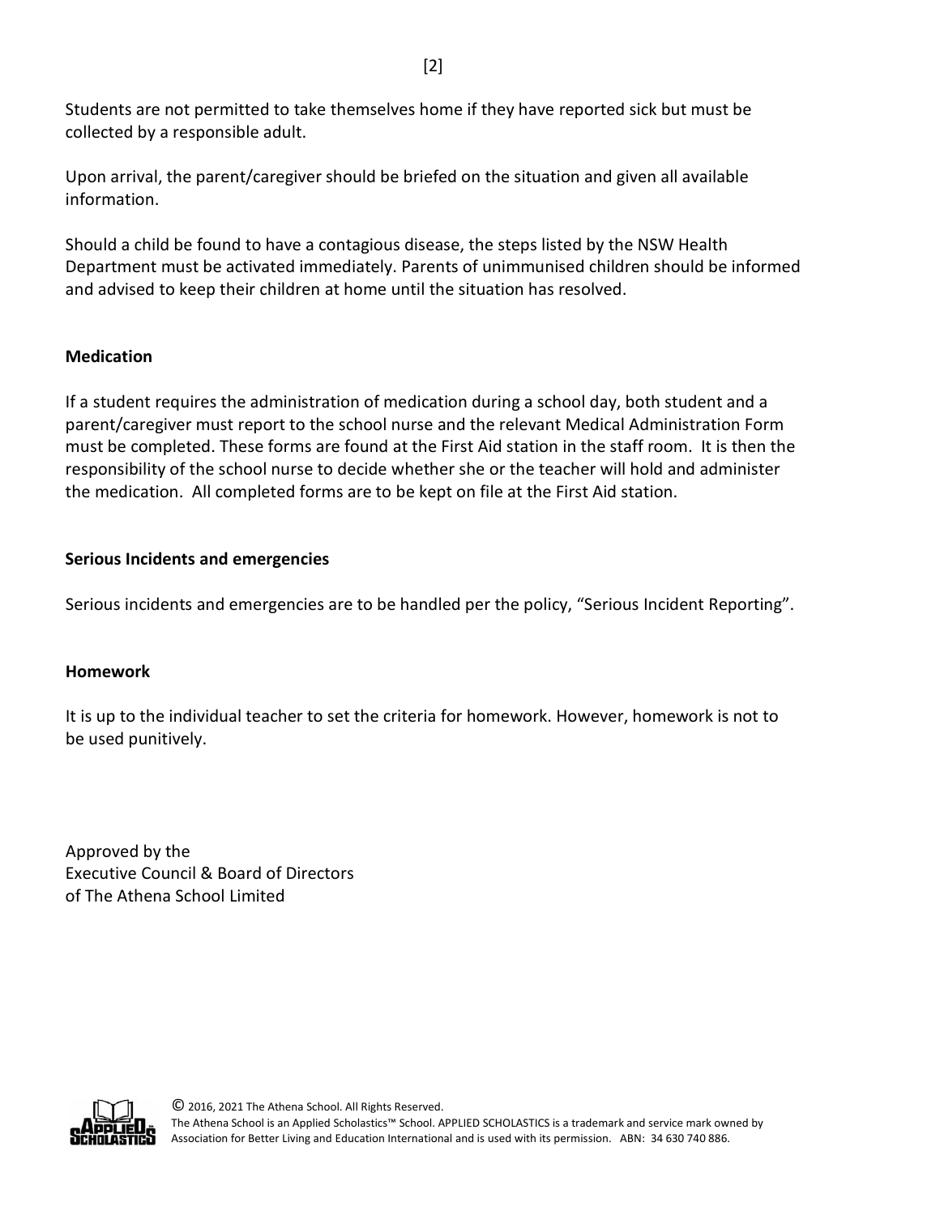Students are not permitted to take themselves home if they have reported sick but must be collected by a responsible adult.

Upon arrival, the parent/caregiver should be briefed on the situation and given all available information.

Should a child be found to have a contagious disease, the steps listed by the NSW Health Department must be activated immediately. Parents of unimmunised children should be informed and advised to keep their children at home until the situation has resolved.

**Medication**

If a student requires the administration of medication during a school day, both student and a parent/caregiver must report to the school nurse and the relevant Medical Administration Form must be completed. These forms are found at the First Aid station in the staff room. It is then the responsibility of the school nurse to decide whether she or the teacher will hold and administer the medication. All completed forms are to be kept on file at the First Aid station.

**Serious Incidents and emergencies**

Serious incidents and emergencies are to be handled per the policy, "Serious Incident Reporting".

**Homework**

It is up to the individual teacher to set the criteria for homework. However, homework is not to be used punitively.

Approved by the
Executive Council & Board of Directors
of The Athena School Limited

© 2016, 2021 The Athena School. All Rights Reserved.
The Athena School is an Applied Scholastics™ School. APPLIED SCHOLASTICS is a trademark and service mark owned by Association for Better Living and Education International and is used with its permission. ABN: 34 630 740 886.